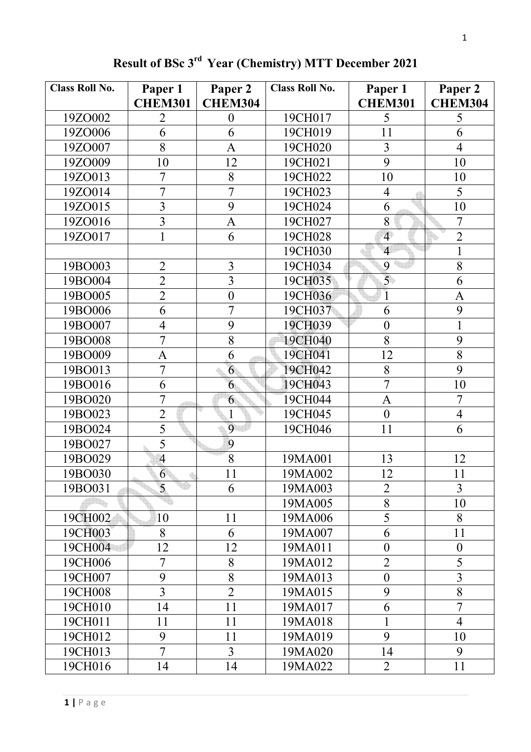# Result of BSc 3rd Year (Chemistry) MTT December 2021

| Class Roll No. | Paper 1 CHEM301 | Paper 2 CHEM304 | Class Roll No. | Paper 1 CHEM301 | Paper 2 CHEM304 |
|---|---|---|---|---|---|
| 19ZO002 | 2 | 0 | 19CH017 | 5 | 5 |
| 19ZO006 | 6 | 6 | 19CH019 | 11 | 6 |
| 19ZO007 | 8 | A | 19CH020 | 3 | 4 |
| 19ZO009 | 10 | 12 | 19CH021 | 9 | 10 |
| 19ZO013 | 7 | 8 | 19CH022 | 10 | 10 |
| 19ZO014 | 7 | 7 | 19CH023 | 4 | 5 |
| 19ZO015 | 3 | 9 | 19CH024 | 6 | 10 |
| 19ZO016 | 3 | A | 19CH027 | 8 | 7 |
| 19ZO017 | 1 | 6 | 19CH028 | 4 | 2 |
| | | | 19CH030 | 4 | 1 |
| 19BO003 | 2 | 3 | 19CH034 | 9 | 8 |
| 19BO004 | 2 | 3 | 19CH035 | 5 | 6 |
| 19BO005 | 2 | 0 | 19CH036 | 1 | A |
| 19BO006 | 6 | 7 | 19CH037 | 6 | 9 |
| 19BO007 | 4 | 9 | 19CH039 | 0 | 1 |
| 19BO008 | 7 | 8 | 19CH040 | 8 | 9 |
| 19BO009 | A | 6 | 19CH041 | 12 | 8 |
| 19BO013 | 7 | 6 | 19CH042 | 8 | 9 |
| 19BO016 | 6 | 6 | 19CH043 | 7 | 10 |
| 19BO020 | 7 | 6 | 19CH044 | A | 7 |
| 19BO023 | 2 | 1 | 19CH045 | 0 | 4 |
| 19BO024 | 5 | 9 | 19CH046 | 11 | 6 |
| 19BO027 | 5 | 9 | | | |
| 19BO029 | 4 | 8 | 19MA001 | 13 | 12 |
| 19BO030 | 6 | 11 | 19MA002 | 12 | 11 |
| 19BO031 | 5 | 6 | 19MA003 | 2 | 3 |
| | | | 19MA005 | 8 | 10 |
| 19CH002 | 10 | 11 | 19MA006 | 5 | 8 |
| 19CH003 | 8 | 6 | 19MA007 | 6 | 11 |
| 19CH004 | 12 | 12 | 19MA011 | 0 | 0 |
| 19CH006 | 7 | 8 | 19MA012 | 2 | 5 |
| 19CH007 | 9 | 8 | 19MA013 | 0 | 3 |
| 19CH008 | 3 | 2 | 19MA015 | 9 | 8 |
| 19CH010 | 14 | 11 | 19MA017 | 6 | 7 |
| 19CH011 | 11 | 11 | 19MA018 | 1 | 4 |
| 19CH012 | 9 | 11 | 19MA019 | 9 | 10 |
| 19CH013 | 7 | 3 | 19MA020 | 14 | 9 |
| 19CH016 | 14 | 14 | 19MA022 | 2 | 11 |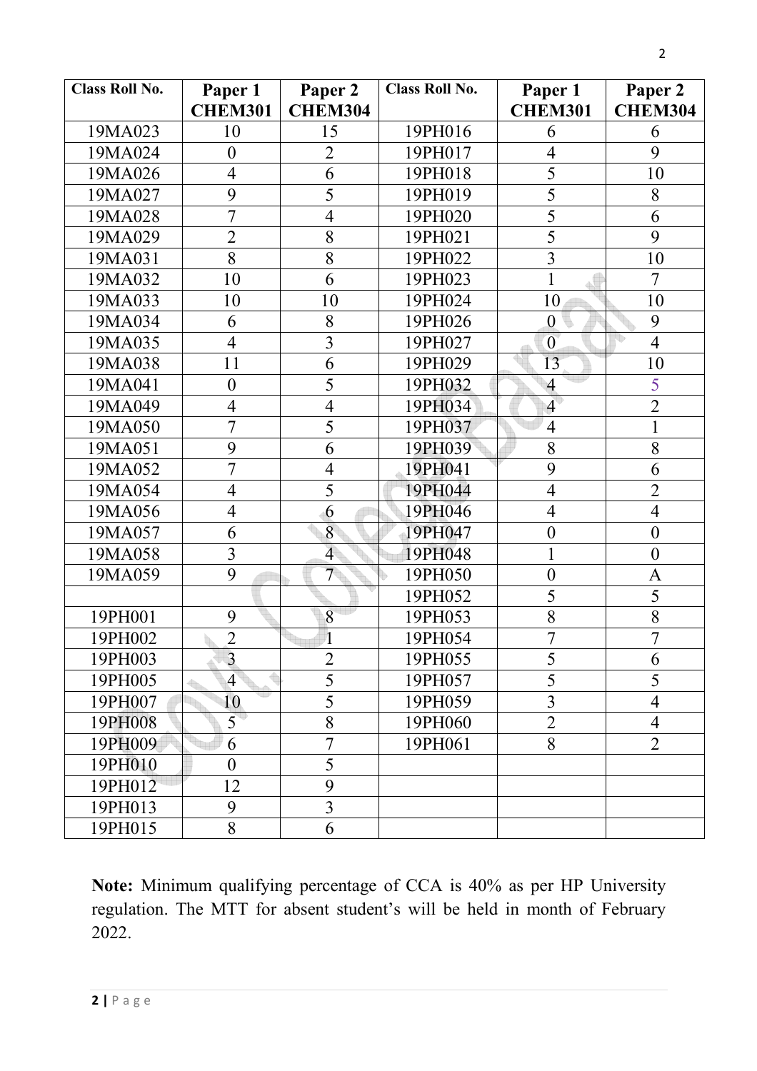| Class Roll No. | Paper 1 CHEM301 | Paper 2 CHEM304 | Class Roll No. | Paper 1 CHEM301 | Paper 2 CHEM304 |
|---|---|---|---|---|---|
| 19MA023 | 10 | 15 | 19PH016 | 6 | 6 |
| 19MA024 | 0 | 2 | 19PH017 | 4 | 9 |
| 19MA026 | 4 | 6 | 19PH018 | 5 | 10 |
| 19MA027 | 9 | 5 | 19PH019 | 5 | 8 |
| 19MA028 | 7 | 4 | 19PH020 | 5 | 6 |
| 19MA029 | 2 | 8 | 19PH021 | 5 | 9 |
| 19MA031 | 8 | 8 | 19PH022 | 3 | 10 |
| 19MA032 | 10 | 6 | 19PH023 | 1 | 7 |
| 19MA033 | 10 | 10 | 19PH024 | 10 | 10 |
| 19MA034 | 6 | 8 | 19PH026 | 0 | 9 |
| 19MA035 | 4 | 3 | 19PH027 | 0 | 4 |
| 19MA038 | 11 | 6 | 19PH029 | 13 | 10 |
| 19MA041 | 0 | 5 | 19PH032 | 4 | 5 |
| 19MA049 | 4 | 4 | 19PH034 | 4 | 2 |
| 19MA050 | 7 | 5 | 19PH037 | 4 | 1 |
| 19MA051 | 9 | 6 | 19PH039 | 8 | 8 |
| 19MA052 | 7 | 4 | 19PH041 | 9 | 6 |
| 19MA054 | 4 | 5 | 19PH044 | 4 | 2 |
| 19MA056 | 4 | 6 | 19PH046 | 4 | 4 |
| 19MA057 | 6 | 8 | 19PH047 | 0 | 0 |
| 19MA058 | 3 | 4 | 19PH048 | 1 | 0 |
| 19MA059 | 9 | 7 | 19PH050 | 0 | A |
| | | | 19PH052 | 5 | 5 |
| 19PH001 | 9 | 8 | 19PH053 | 8 | 8 |
| 19PH002 | 2 | 1 | 19PH054 | 7 | 7 |
| 19PH003 | 3 | 2 | 19PH055 | 5 | 6 |
| 19PH005 | 4 | 5 | 19PH057 | 5 | 5 |
| 19PH007 | 10 | 5 | 19PH059 | 3 | 4 |
| 19PH008 | 5 | 8 | 19PH060 | 2 | 4 |
| 19PH009 | 6 | 7 | 19PH061 | 8 | 2 |
| 19PH010 | 0 | 5 | | | |
| 19PH012 | 12 | 9 | | | |
| 19PH013 | 9 | 3 | | | |
| 19PH015 | 8 | 6 | | | |

**Note:** Minimum qualifying percentage of CCA is 40% as per HP University regulation. The MTT for absent student's will be held in month of February 2022.